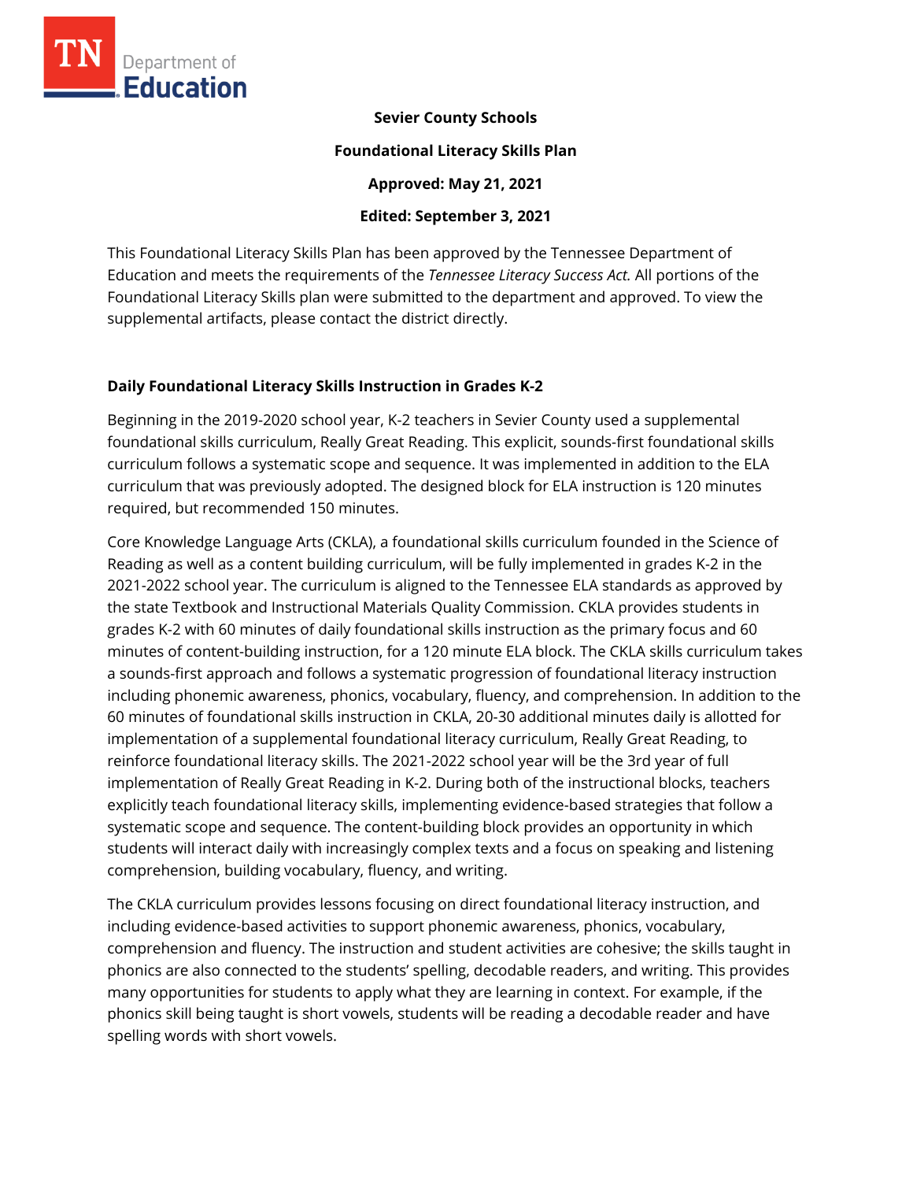**Sevier County Schools**

**Foundational Literacy Skills Plan**

**Approved: May 21, 2021**

**Edited: September 3, 2021**

This Foundational Literacy Skills Plan has been approved by the Tennessee Department of Education and meets the requirements of the *Tennessee Literacy Success Act.* All portions of the Foundational Literacy Skills plan were submitted to the department and approved. To view the supplemental artifacts, please contact the district directly.

## Daily Foundational Literacy Skills Instruction in Grades K-2

Beginning in the 2019-2020 school year, K-2 teachers in Sevier County used a supplemental foundational skills curriculum, Really Great Reading. This explicit, sounds-first foundational skills curriculum follows a systematic scope and sequence. It was implemented in addition to the ELA curriculum that was previously adopted. The designed block for ELA instruction is 120 minutes required, but recommended 150 minutes.

Core Knowledge Language Arts (CKLA), a foundational skills curriculum founded in the Science of Reading as well as a content building curriculum, will be fully implemented in grades K-2 in the 2021-2022 school year. The curriculum is aligned to the Tennessee ELA standards as approved by the state Textbook and Instructional Materials Quality Commission. CKLA provides students in grades K-2 with 60 minutes of daily foundational skills instruction as the primary focus and 60 minutes of content-building instruction, for a 120 minute ELA block. The CKLA skills curriculum takes a sounds-first approach and follows a systematic progression of foundational literacy instruction including phonemic awareness, phonics, vocabulary, fluency, and comprehension. In addition to the 60 minutes of foundational skills instruction in CKLA, 20-30 additional minutes daily is allotted for implementation of a supplemental foundational literacy curriculum, Really Great Reading, to reinforce foundational literacy skills. The 2021-2022 school year will be the 3rd year of full implementation of Really Great Reading in K-2. During both of the instructional blocks, teachers explicitly teach foundational literacy skills, implementing evidence-based strategies that follow a systematic scope and sequence. The content-building block provides an opportunity in which students will interact daily with increasingly complex texts and a focus on speaking and listening comprehension, building vocabulary, fluency, and writing.

The CKLA curriculum provides lessons focusing on direct foundational literacy instruction, and including evidence-based activities to support phonemic awareness, phonics, vocabulary, comprehension and fluency. The instruction and student activities are cohesive; the skills taught in phonics are also connected to the students' spelling, decodable readers, and writing. This provides many opportunities for students to apply what they are learning in context. For example, if the phonics skill being taught is short vowels, students will be reading a decodable reader and have spelling words with short vowels.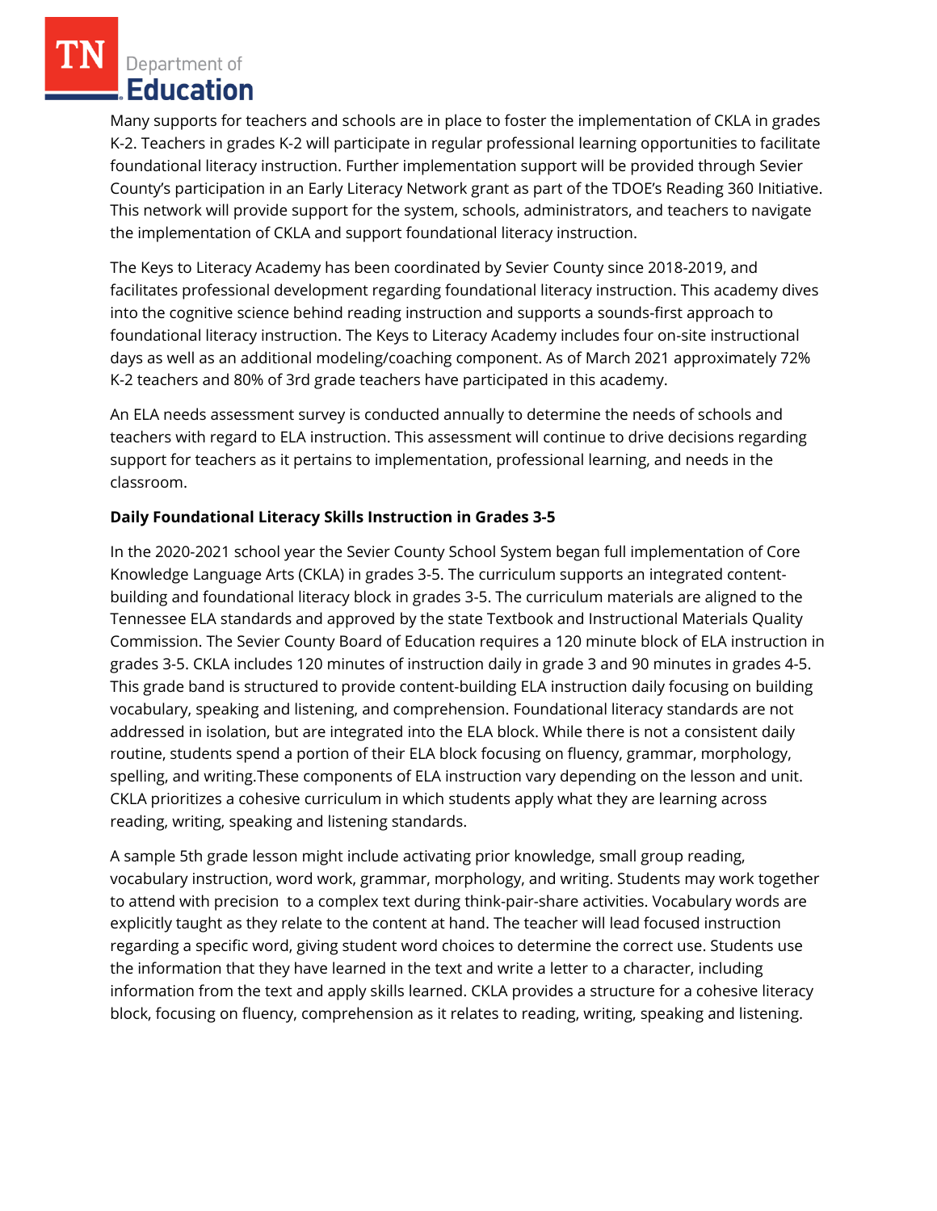Many supports for teachers and schools are in place to foster the implementation of CKLA in grades K-2. Teachers in grades K-2 will participate in regular professional learning opportunities to facilitate foundational literacy instruction. Further implementation support will be provided through Sevier County's participation in an Early Literacy Network grant as part of the TDOE's Reading 360 Initiative. This network will provide support for the system, schools, administrators, and teachers to navigate the implementation of CKLA and support foundational literacy instruction.

The Keys to Literacy Academy has been coordinated by Sevier County since 2018-2019, and facilitates professional development regarding foundational literacy instruction. This academy dives into the cognitive science behind reading instruction and supports a sounds-first approach to foundational literacy instruction. The Keys to Literacy Academy includes four on-site instructional days as well as an additional modeling/coaching component. As of March 2021 approximately 72% K-2 teachers and 80% of 3rd grade teachers have participated in this academy.

An ELA needs assessment survey is conducted annually to determine the needs of schools and teachers with regard to ELA instruction. This assessment will continue to drive decisions regarding support for teachers as it pertains to implementation, professional learning, and needs in the classroom.

**Daily Foundational Literacy Skills Instruction in Grades 3-5**

In the 2020-2021 school year the Sevier County School System began full implementation of Core Knowledge Language Arts (CKLA) in grades 3-5. The curriculum supports an integrated content-building and foundational literacy block in grades 3-5. The curriculum materials are aligned to the Tennessee ELA standards and approved by the state Textbook and Instructional Materials Quality Commission. The Sevier County Board of Education requires a 120 minute block of ELA instruction in grades 3-5. CKLA includes 120 minutes of instruction daily in grade 3 and 90 minutes in grades 4-5. This grade band is structured to provide content-building ELA instruction daily focusing on building vocabulary, speaking and listening, and comprehension. Foundational literacy standards are not addressed in isolation, but are integrated into the ELA block. While there is not a consistent daily routine, students spend a portion of their ELA block focusing on fluency, grammar, morphology, spelling, and writing.These components of ELA instruction vary depending on the lesson and unit. CKLA prioritizes a cohesive curriculum in which students apply what they are learning across reading, writing, speaking and listening standards.

A sample 5th grade lesson might include activating prior knowledge, small group reading, vocabulary instruction, word work, grammar, morphology, and writing. Students may work together to attend with precision to a complex text during think-pair-share activities. Vocabulary words are explicitly taught as they relate to the content at hand. The teacher will lead focused instruction regarding a specific word, giving student word choices to determine the correct use. Students use the information that they have learned in the text and write a letter to a character, including information from the text and apply skills learned. CKLA provides a structure for a cohesive literacy block, focusing on fluency, comprehension as it relates to reading, writing, speaking and listening.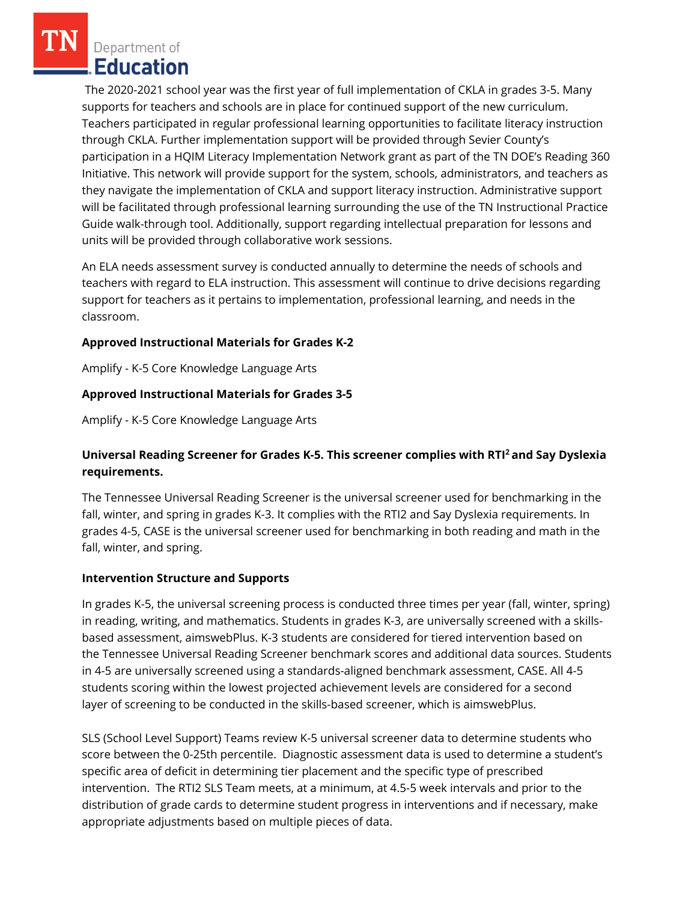The 2020-2021 school year was the first year of full implementation of CKLA in grades 3-5. Many supports for teachers and schools are in place for continued support of the new curriculum. Teachers participated in regular professional learning opportunities to facilitate literacy instruction through CKLA. Further implementation support will be provided through Sevier County's participation in a HQIM Literacy Implementation Network grant as part of the TN DOE's Reading 360 Initiative. This network will provide support for the system, schools, administrators, and teachers as they navigate the implementation of CKLA and support literacy instruction. Administrative support will be facilitated through professional learning surrounding the use of the TN Instructional Practice Guide walk-through tool. Additionally, support regarding intellectual preparation for lessons and units will be provided through collaborative work sessions.

An ELA needs assessment survey is conducted annually to determine the needs of schools and teachers with regard to ELA instruction. This assessment will continue to drive decisions regarding support for teachers as it pertains to implementation, professional learning, and needs in the classroom.

**Approved Instructional Materials for Grades K-2**

Amplify - K-5 Core Knowledge Language Arts

**Approved Instructional Materials for Grades 3-5**

Amplify - K-5 Core Knowledge Language Arts

**Universal Reading Screener for Grades K-5. This screener complies with RTI$^2$ and Say Dyslexia requirements.**

The Tennessee Universal Reading Screener is the universal screener used for benchmarking in the fall, winter, and spring in grades K-3. It complies with the RTI2 and Say Dyslexia requirements. In grades 4-5, CASE is the universal screener used for benchmarking in both reading and math in the fall, winter, and spring.

**Intervention Structure and Supports**

In grades K-5, the universal screening process is conducted three times per year (fall, winter, spring) in reading, writing, and mathematics. Students in grades K-3, are universally screened with a skills-based assessment, aimswebPlus. K-3 students are considered for tiered intervention based on the Tennessee Universal Reading Screener benchmark scores and additional data sources. Students in 4-5 are universally screened using a standards-aligned benchmark assessment, CASE. All 4-5 students scoring within the lowest projected achievement levels are considered for a second layer of screening to be conducted in the skills-based screener, which is aimswebPlus.

SLS (School Level Support) Teams review K-5 universal screener data to determine students who score between the 0-25th percentile. Diagnostic assessment data is used to determine a student's specific area of deficit in determining tier placement and the specific type of prescribed intervention. The RTI2 SLS Team meets, at a minimum, at 4.5-5 week intervals and prior to the distribution of grade cards to determine student progress in interventions and if necessary, make appropriate adjustments based on multiple pieces of data.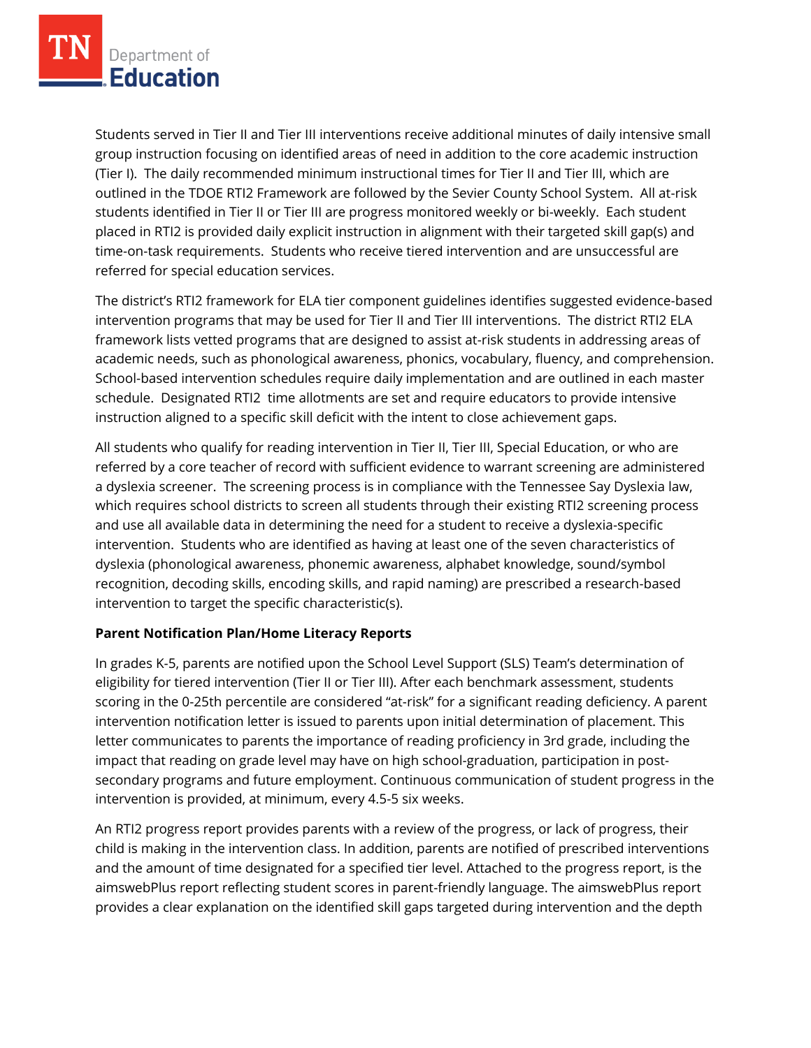Students served in Tier II and Tier III interventions receive additional minutes of daily intensive small group instruction focusing on identified areas of need in addition to the core academic instruction (Tier I). The daily recommended minimum instructional times for Tier II and Tier III, which are outlined in the TDOE RTI2 Framework are followed by the Sevier County School System. All at-risk students identified in Tier II or Tier III are progress monitored weekly or bi-weekly. Each student placed in RTI2 is provided daily explicit instruction in alignment with their targeted skill gap(s) and time-on-task requirements. Students who receive tiered intervention and are unsuccessful are referred for special education services.

The district's RTI2 framework for ELA tier component guidelines identifies suggested evidence-based intervention programs that may be used for Tier II and Tier III interventions. The district RTI2 ELA framework lists vetted programs that are designed to assist at-risk students in addressing areas of academic needs, such as phonological awareness, phonics, vocabulary, fluency, and comprehension. School-based intervention schedules require daily implementation and are outlined in each master schedule. Designated RTI2 time allotments are set and require educators to provide intensive instruction aligned to a specific skill deficit with the intent to close achievement gaps.

All students who qualify for reading intervention in Tier II, Tier III, Special Education, or who are referred by a core teacher of record with sufficient evidence to warrant screening are administered a dyslexia screener. The screening process is in compliance with the Tennessee Say Dyslexia law, which requires school districts to screen all students through their existing RTI2 screening process and use all available data in determining the need for a student to receive a dyslexia-specific intervention. Students who are identified as having at least one of the seven characteristics of dyslexia (phonological awareness, phonemic awareness, alphabet knowledge, sound/symbol recognition, decoding skills, encoding skills, and rapid naming) are prescribed a research-based intervention to target the specific characteristic(s).

**Parent Notification Plan/Home Literacy Reports**

In grades K-5, parents are notified upon the School Level Support (SLS) Team's determination of eligibility for tiered intervention (Tier II or Tier III). After each benchmark assessment, students scoring in the 0-25th percentile are considered "at-risk" for a significant reading deficiency. A parent intervention notification letter is issued to parents upon initial determination of placement. This letter communicates to parents the importance of reading proficiency in 3rd grade, including the impact that reading on grade level may have on high school-graduation, participation in post-secondary programs and future employment. Continuous communication of student progress in the intervention is provided, at minimum, every 4.5-5 six weeks.

An RTI2 progress report provides parents with a review of the progress, or lack of progress, their child is making in the intervention class. In addition, parents are notified of prescribed interventions and the amount of time designated for a specified tier level. Attached to the progress report, is the aimswebPlus report reflecting student scores in parent-friendly language. The aimswebPlus report provides a clear explanation on the identified skill gaps targeted during intervention and the depth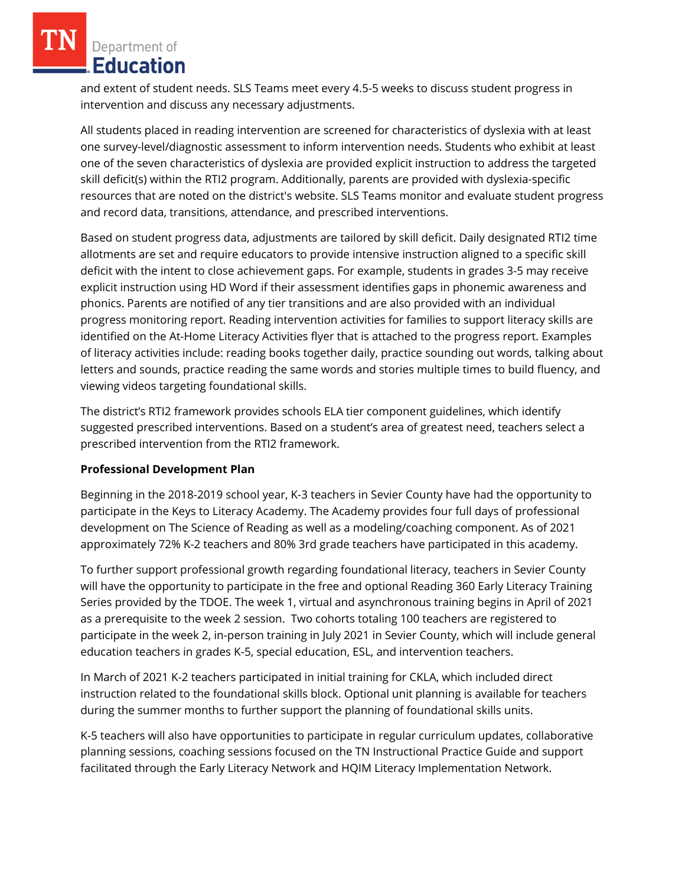and extent of student needs. SLS Teams meet every 4.5-5 weeks to discuss student progress in intervention and discuss any necessary adjustments.

All students placed in reading intervention are screened for characteristics of dyslexia with at least one survey-level/diagnostic assessment to inform intervention needs. Students who exhibit at least one of the seven characteristics of dyslexia are provided explicit instruction to address the targeted skill deficit(s) within the RTI2 program. Additionally, parents are provided with dyslexia-specific resources that are noted on the district's website. SLS Teams monitor and evaluate student progress and record data, transitions, attendance, and prescribed interventions.

Based on student progress data, adjustments are tailored by skill deficit. Daily designated RTI2 time allotments are set and require educators to provide intensive instruction aligned to a specific skill deficit with the intent to close achievement gaps. For example, students in grades 3-5 may receive explicit instruction using HD Word if their assessment identifies gaps in phonemic awareness and phonics. Parents are notified of any tier transitions and are also provided with an individual progress monitoring report. Reading intervention activities for families to support literacy skills are identified on the At-Home Literacy Activities flyer that is attached to the progress report. Examples of literacy activities include: reading books together daily, practice sounding out words, talking about letters and sounds, practice reading the same words and stories multiple times to build fluency, and viewing videos targeting foundational skills.

The district's RTI2 framework provides schools ELA tier component guidelines, which identify suggested prescribed interventions. Based on a student's area of greatest need, teachers select a prescribed intervention from the RTI2 framework.

**Professional Development Plan**

Beginning in the 2018-2019 school year, K-3 teachers in Sevier County have had the opportunity to participate in the Keys to Literacy Academy. The Academy provides four full days of professional development on The Science of Reading as well as a modeling/coaching component. As of 2021 approximately 72% K-2 teachers and 80% 3rd grade teachers have participated in this academy.

To further support professional growth regarding foundational literacy, teachers in Sevier County will have the opportunity to participate in the free and optional Reading 360 Early Literacy Training Series provided by the TDOE. The week 1, virtual and asynchronous training begins in April of 2021 as a prerequisite to the week 2 session. Two cohorts totaling 100 teachers are registered to participate in the week 2, in-person training in July 2021 in Sevier County, which will include general education teachers in grades K-5, special education, ESL, and intervention teachers.

In March of 2021 K-2 teachers participated in initial training for CKLA, which included direct instruction related to the foundational skills block. Optional unit planning is available for teachers during the summer months to further support the planning of foundational skills units.

K-5 teachers will also have opportunities to participate in regular curriculum updates, collaborative planning sessions, coaching sessions focused on the TN Instructional Practice Guide and support facilitated through the Early Literacy Network and HQIM Literacy Implementation Network.